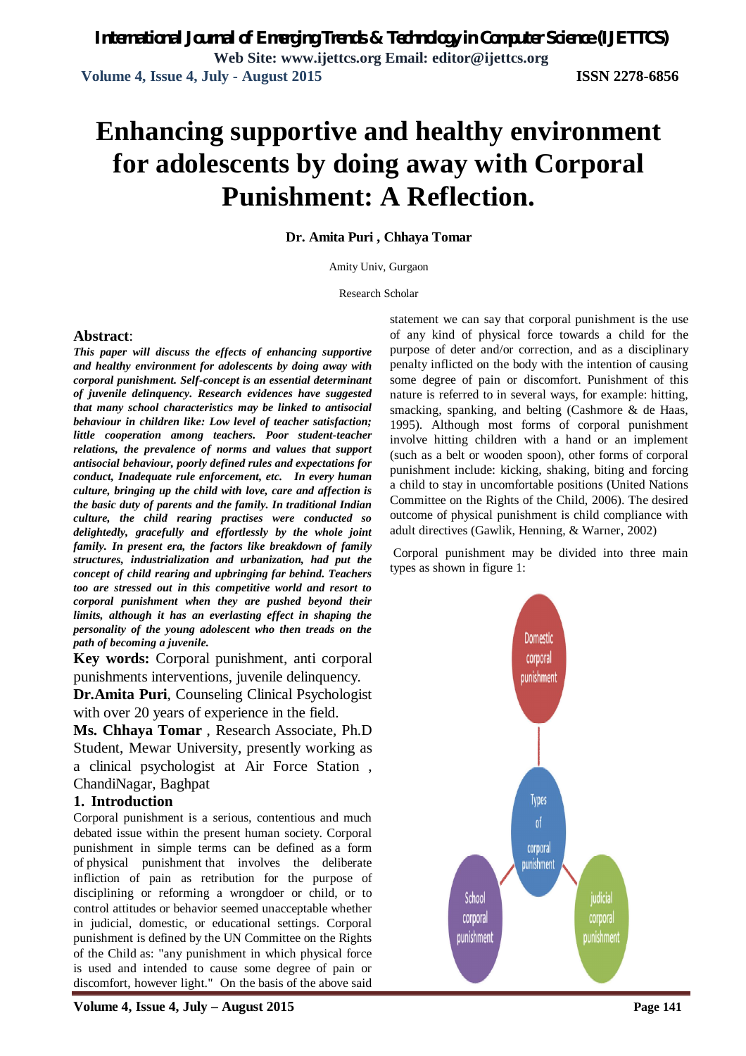# Enhancing supportive and healthy environment for adolescents by doing away with Corporal Punishment: A Reflection.

**Dr. Amita Puri , Chhaya Tomar**

Amity Univ, Gurgaon

Research Scholar

**Abstract**:

***This paper will discuss the effects of enhancing supportive and healthy environment for adolescents by doing away with corporal punishment. Self-concept is an essential determinant of juvenile delinquency. Research evidences have suggested that many school characteristics may be linked to antisocial behaviour in children like: Low level of teacher satisfaction; little cooperation among teachers. Poor student-teacher relations, the prevalence of norms and values that support antisocial behaviour, poorly defined rules and expectations for conduct, Inadequate rule enforcement, etc. In every human culture, bringing up the child with love, care and affection is the basic duty of parents and the family. In traditional Indian culture, the child rearing practises were conducted so delightedly, gracefully and effortlessly by the whole joint family. In present era, the factors like breakdown of family structures, industrialization and urbanization, had put the concept of child rearing and upbringing far behind. Teachers too are stressed out in this competitive world and resort to corporal punishment when they are pushed beyond their limits, although it has an everlasting effect in shaping the personality of the young adolescent who then treads on the path of becoming a juvenile.***

**Key words:** Corporal punishment, anti corporal punishments interventions, juvenile delinquency.

**Dr.Amita Puri**, Counseling Clinical Psychologist with over 20 years of experience in the field.

**Ms. Chhaya Tomar** , Research Associate, Ph.D Student, Mewar University, presently working as a clinical psychologist at Air Force Station , ChandiNagar, Baghpat

## 1. Introduction

Corporal punishment is a serious, contentious and much debated issue within the present human society. Corporal punishment in simple terms can be defined as a form of physical punishment that involves the deliberate infliction of pain as retribution for the purpose of disciplining or reforming a wrongdoer or child, or to control attitudes or behavior seemed unacceptable whether in judicial, domestic, or educational settings. Corporal punishment is defined by the UN Committee on the Rights of the Child as: "any punishment in which physical force is used and intended to cause some degree of pain or discomfort, however light." On the basis of the above said statement we can say that corporal punishment is the use of any kind of physical force towards a child for the purpose of deter and/or correction, and as a disciplinary penalty inflicted on the body with the intention of causing some degree of pain or discomfort. Punishment of this nature is referred to in several ways, for example: hitting, smacking, spanking, and belting (Cashmore & de Haas, 1995). Although most forms of corporal punishment involve hitting children with a hand or an implement (such as a belt or wooden spoon), other forms of corporal punishment include: kicking, shaking, biting and forcing a child to stay in uncomfortable positions (United Nations Committee on the Rights of the Child, 2006). The desired outcome of physical punishment is child compliance with adult directives (Gawlik, Henning, & Warner, 2002)

Corporal punishment may be divided into three main types as shown in figure 1:

Domestic corporal punishment

Types of corporal punishment

School corporal punishment

judicial corporal punishment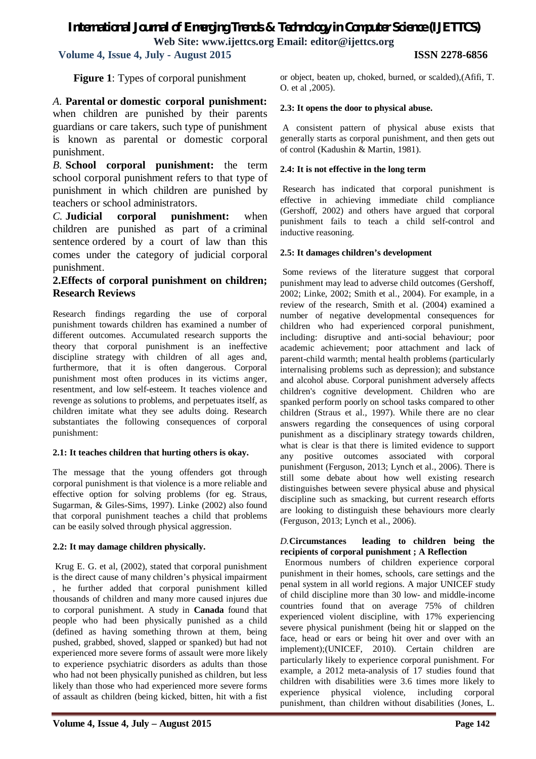**Figure 1**: Types of corporal punishment

*A.* **Parental or domestic corporal punishment:** when children are punished by their parents guardians or care takers, such type of punishment is known as parental or domestic corporal punishment.

*B.* **School corporal punishment:** the term school corporal punishment refers to that type of punishment in which children are punished by teachers or school administrators.

*C.* **Judicial corporal punishment:** when children are punished as part of a criminal sentence ordered by a court of law than this comes under the category of judicial corporal punishment.

## 2.Effects of corporal punishment on children; Research Reviews

Research findings regarding the use of corporal punishment towards children has examined a number of different outcomes. Accumulated research supports the theory that corporal punishment is an ineffective discipline strategy with children of all ages and, furthermore, that it is often dangerous. Corporal punishment most often produces in its victims anger, resentment, and low self-esteem. It teaches violence and revenge as solutions to problems, and perpetuates itself, as children imitate what they see adults doing. Research substantiates the following consequences of corporal punishment:

### 2.1: It teaches children that hurting others is okay.

The message that the young offenders got through corporal punishment is that violence is a more reliable and effective option for solving problems (for eg. Straus, Sugarman, & Giles-Sims, 1997). Linke (2002) also found that corporal punishment teaches a child that problems can be easily solved through physical aggression.

### 2.2: It may damage children physically.

Krug E. G. et al, (2002), stated that corporal punishment is the direct cause of many children's physical impairment , he further added that corporal punishment killed thousands of children and many more caused injures due to corporal punishment. A study in **Canada** found that people who had been physically punished as a child (defined as having something thrown at them, being pushed, grabbed, shoved, slapped or spanked) but had not experienced more severe forms of assault were more likely to experience psychiatric disorders as adults than those who had not been physically punished as children, but less likely than those who had experienced more severe forms of assault as children (being kicked, bitten, hit with a fist or object, beaten up, choked, burned, or scalded),(Afifi, T. O. et al ,2005).

### 2.3: It opens the door to physical abuse.

A consistent pattern of physical abuse exists that generally starts as corporal punishment, and then gets out of control (Kadushin & Martin, 1981).

### 2.4: It is not effective in the long term

Research has indicated that corporal punishment is effective in achieving immediate child compliance (Gershoff, 2002) and others have argued that corporal punishment fails to teach a child self-control and inductive reasoning.

### 2.5: It damages children's development

Some reviews of the literature suggest that corporal punishment may lead to adverse child outcomes (Gershoff, 2002; Linke, 2002; Smith et al., 2004). For example, in a review of the research, Smith et al. (2004) examined a number of negative developmental consequences for children who had experienced corporal punishment, including: disruptive and anti-social behaviour; poor academic achievement; poor attachment and lack of parent-child warmth; mental health problems (particularly internalising problems such as depression); and substance and alcohol abuse. Corporal punishment adversely affects children's cognitive development. Children who are spanked perform poorly on school tasks compared to other children (Straus et al., 1997). While there are no clear answers regarding the consequences of using corporal punishment as a disciplinary strategy towards children, what is clear is that there is limited evidence to support any positive outcomes associated with corporal punishment (Ferguson, 2013; Lynch et al., 2006). There is still some debate about how well existing research distinguishes between severe physical abuse and physical discipline such as smacking, but current research efforts are looking to distinguish these behaviours more clearly (Ferguson, 2013; Lynch et al., 2006).

### *D.* Circumstances leading to children being the recipients of corporal punishment ; A Reflection

Enormous numbers of children experience corporal punishment in their homes, schools, care settings and the penal system in all world regions. A major UNICEF study of child discipline more than 30 low- and middle-income countries found that on average 75% of children experienced violent discipline, with 17% experiencing severe physical punishment (being hit or slapped on the face, head or ears or being hit over and over with an implement);(UNICEF, 2010). Certain children are particularly likely to experience corporal punishment. For example, a 2012 meta-analysis of 17 studies found that children with disabilities were 3.6 times more likely to experience physical violence, including corporal punishment, than children without disabilities (Jones, L.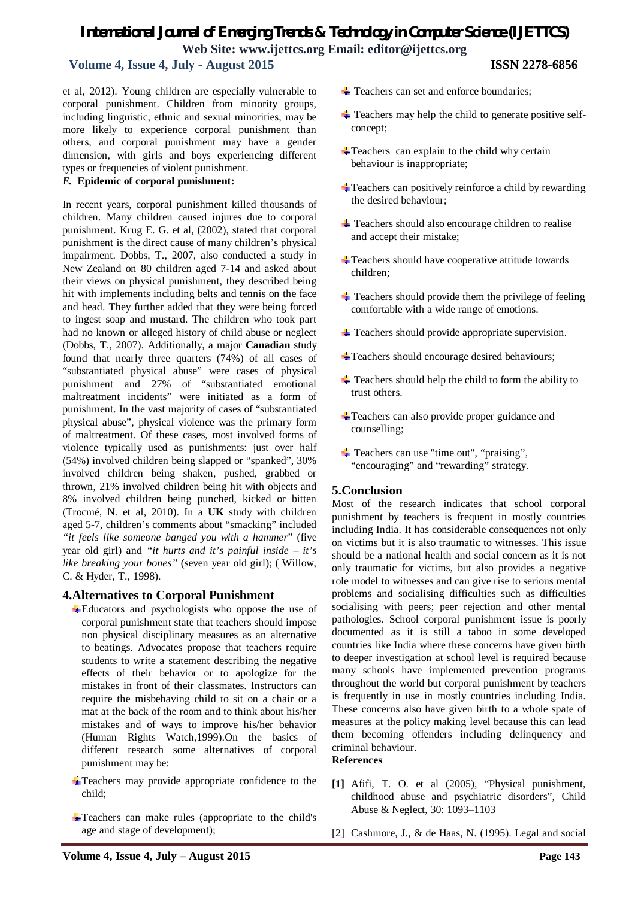et al, 2012). Young children are especially vulnerable to corporal punishment. Children from minority groups, including linguistic, ethnic and sexual minorities, may be more likely to experience corporal punishment than others, and corporal punishment may have a gender dimension, with girls and boys experiencing different types or frequencies of violent punishment.

***E.*** **Epidemic of corporal punishment:**

In recent years, corporal punishment killed thousands of children. Many children caused injures due to corporal punishment. Krug E. G. et al, (2002), stated that corporal punishment is the direct cause of many children's physical impairment. Dobbs, T., 2007, also conducted a study in New Zealand on 80 children aged 7-14 and asked about their views on physical punishment, they described being hit with implements including belts and tennis on the face and head. They further added that they were being forced to ingest soap and mustard. The children who took part had no known or alleged history of child abuse or neglect (Dobbs, T., 2007). Additionally, a major **Canadian** study found that nearly three quarters (74%) of all cases of "substantiated physical abuse" were cases of physical punishment and 27% of "substantiated emotional maltreatment incidents" were initiated as a form of punishment. In the vast majority of cases of "substantiated physical abuse", physical violence was the primary form of maltreatment. Of these cases, most involved forms of violence typically used as punishments: just over half (54%) involved children being slapped or "spanked", 30% involved children being shaken, pushed, grabbed or thrown, 21% involved children being hit with objects and 8% involved children being punched, kicked or bitten (Trocmé, N. et al, 2010). In a **UK** study with children aged 5-7, children's comments about "smacking" included *"it feels like someone banged you with a hammer*" (five year old girl) and *"it hurts and it's painful inside – it's like breaking your bones"* (seven year old girl); ( Willow, C. & Hyder, T., 1998).

## 4.Alternatives to Corporal Punishment

- Educators and psychologists who oppose the use of corporal punishment state that teachers should impose non physical disciplinary measures as an alternative to beatings. Advocates propose that teachers require students to write a statement describing the negative effects of their behavior or to apologize for the mistakes in front of their classmates. Instructors can require the misbehaving child to sit on a chair or a mat at the back of the room and to think about his/her mistakes and of ways to improve his/her behavior (Human Rights Watch,1999).On the basics of different research some alternatives of corporal punishment may be:
- Teachers may provide appropriate confidence to the child;
- Teachers can make rules (appropriate to the child's age and stage of development);
- Teachers can set and enforce boundaries;
- Teachers may help the child to generate positive self-concept;
- Teachers can explain to the child why certain behaviour is inappropriate;
- Teachers can positively reinforce a child by rewarding the desired behaviour;
- Teachers should also encourage children to realise and accept their mistake;
- Teachers should have cooperative attitude towards children;
- Teachers should provide them the privilege of feeling comfortable with a wide range of emotions.
- Teachers should provide appropriate supervision.
- Teachers should encourage desired behaviours;
- Teachers should help the child to form the ability to trust others.
- Teachers can also provide proper guidance and counselling;
- Teachers can use "time out", "praising", "encouraging" and "rewarding" strategy.

## 5.Conclusion

Most of the research indicates that school corporal punishment by teachers is frequent in mostly countries including India. It has considerable consequences not only on victims but it is also traumatic to witnesses. This issue should be a national health and social concern as it is not only traumatic for victims, but also provides a negative role model to witnesses and can give rise to serious mental problems and socialising difficulties such as difficulties socialising with peers; peer rejection and other mental pathologies. School corporal punishment issue is poorly documented as it is still a taboo in some developed countries like India where these concerns have given birth to deeper investigation at school level is required because many schools have implemented prevention programs throughout the world but corporal punishment by teachers is frequently in use in mostly countries including India. These concerns also have given birth to a whole spate of measures at the policy making level because this can lead them becoming offenders including delinquency and criminal behaviour.

**References**

**[1]** Afifi, T. O. et al (2005), "Physical punishment, childhood abuse and psychiatric disorders", Child Abuse & Neglect, 30: 1093–1103

[2] Cashmore, J., & de Haas, N. (1995). Legal and social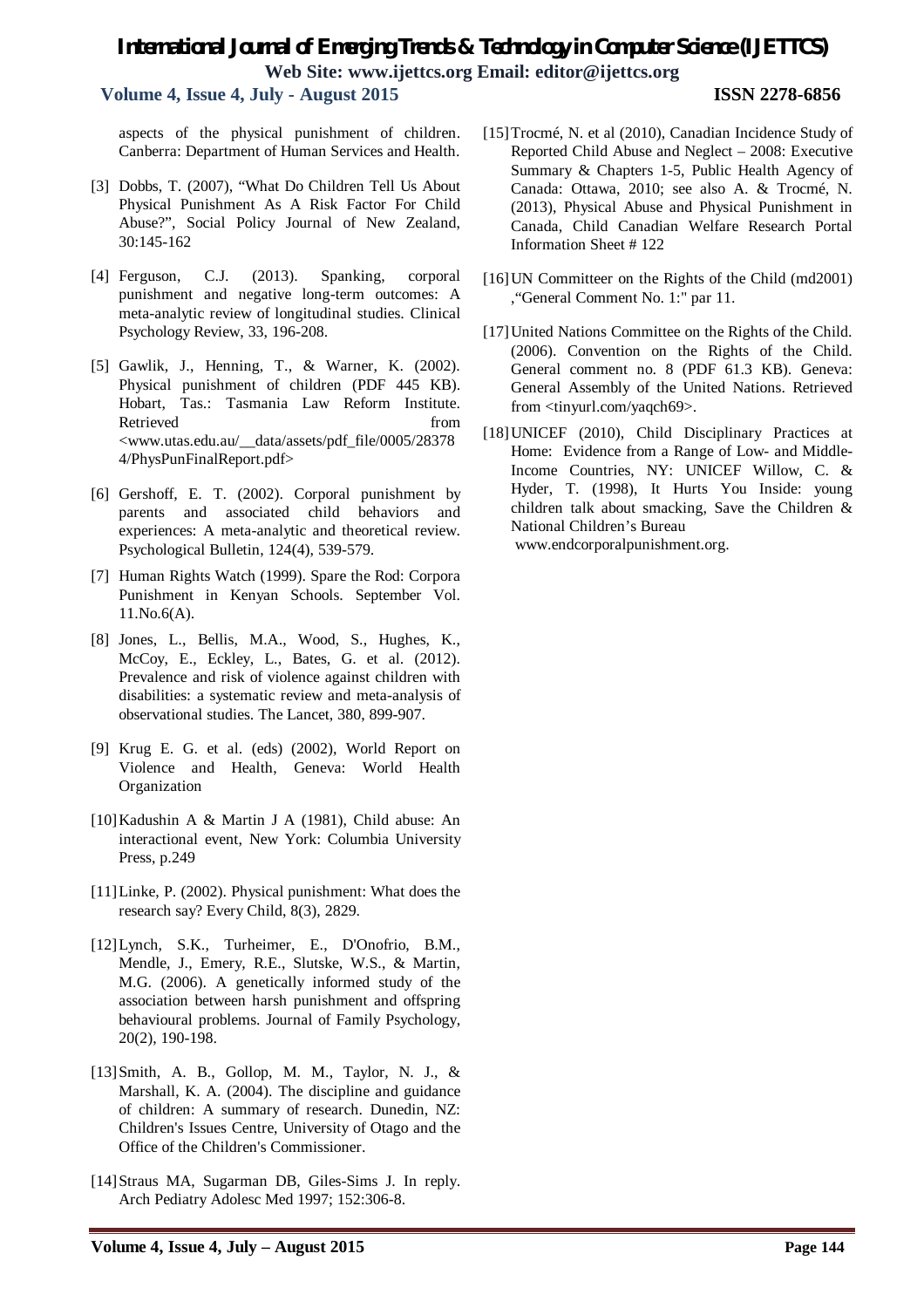aspects of the physical punishment of children. Canberra: Department of Human Services and Health.

[3] Dobbs, T. (2007), "What Do Children Tell Us About Physical Punishment As A Risk Factor For Child Abuse?", Social Policy Journal of New Zealand, 30:145-162

[4] Ferguson, C.J. (2013). Spanking, corporal punishment and negative long-term outcomes: A meta-analytic review of longitudinal studies. Clinical Psychology Review, 33, 196-208.

[5] Gawlik, J., Henning, T., & Warner, K. (2002). Physical punishment of children (PDF 445 KB). Hobart, Tas.: Tasmania Law Reform Institute. Retrieved from <www.utas.edu.au/__data/assets/pdf_file/0005/283784/PhysPunFinalReport.pdf>

[6] Gershoff, E. T. (2002). Corporal punishment by parents and associated child behaviors and experiences: A meta-analytic and theoretical review. Psychological Bulletin, 124(4), 539-579.

[7] Human Rights Watch (1999). Spare the Rod: Corpora Punishment in Kenyan Schools. September Vol. 11.No.6(A).

[8] Jones, L., Bellis, M.A., Wood, S., Hughes, K., McCoy, E., Eckley, L., Bates, G. et al. (2012). Prevalence and risk of violence against children with disabilities: a systematic review and meta-analysis of observational studies. The Lancet, 380, 899-907.

[9] Krug E. G. et al. (eds) (2002), World Report on Violence and Health, Geneva: World Health Organization

[10] Kadushin A & Martin J A (1981), Child abuse: An interactional event, New York: Columbia University Press, p.249

[11] Linke, P. (2002). Physical punishment: What does the research say? Every Child, 8(3), 2829.

[12] Lynch, S.K., Turheimer, E., D'Onofrio, B.M., Mendle, J., Emery, R.E., Slutske, W.S., & Martin, M.G. (2006). A genetically informed study of the association between harsh punishment and offspring behavioural problems. Journal of Family Psychology, 20(2), 190-198.

[13] Smith, A. B., Gollop, M. M., Taylor, N. J., & Marshall, K. A. (2004). The discipline and guidance of children: A summary of research. Dunedin, NZ: Children's Issues Centre, University of Otago and the Office of the Children's Commissioner.

[14] Straus MA, Sugarman DB, Giles-Sims J. In reply. Arch Pediatry Adolesc Med 1997; 152:306-8.

[15] Trocmé, N. et al (2010), Canadian Incidence Study of Reported Child Abuse and Neglect – 2008: Executive Summary & Chapters 1-5, Public Health Agency of Canada: Ottawa, 2010; see also A. & Trocmé, N. (2013), Physical Abuse and Physical Punishment in Canada, Child Canadian Welfare Research Portal Information Sheet # 122

[16] UN Committeer on the Rights of the Child (md2001) ,"General Comment No. 1:" par 11.

[17] United Nations Committee on the Rights of the Child. (2006). Convention on the Rights of the Child. General comment no. 8 (PDF 61.3 KB). Geneva: General Assembly of the United Nations. Retrieved from <tinyurl.com/yaqch69>.

[18] UNICEF (2010), Child Disciplinary Practices at Home: Evidence from a Range of Low- and Middle-Income Countries, NY: UNICEF Willow, C. & Hyder, T. (1998), It Hurts You Inside: young children talk about smacking, Save the Children & National Children's Bureau
www.endcorporalpunishment.org.